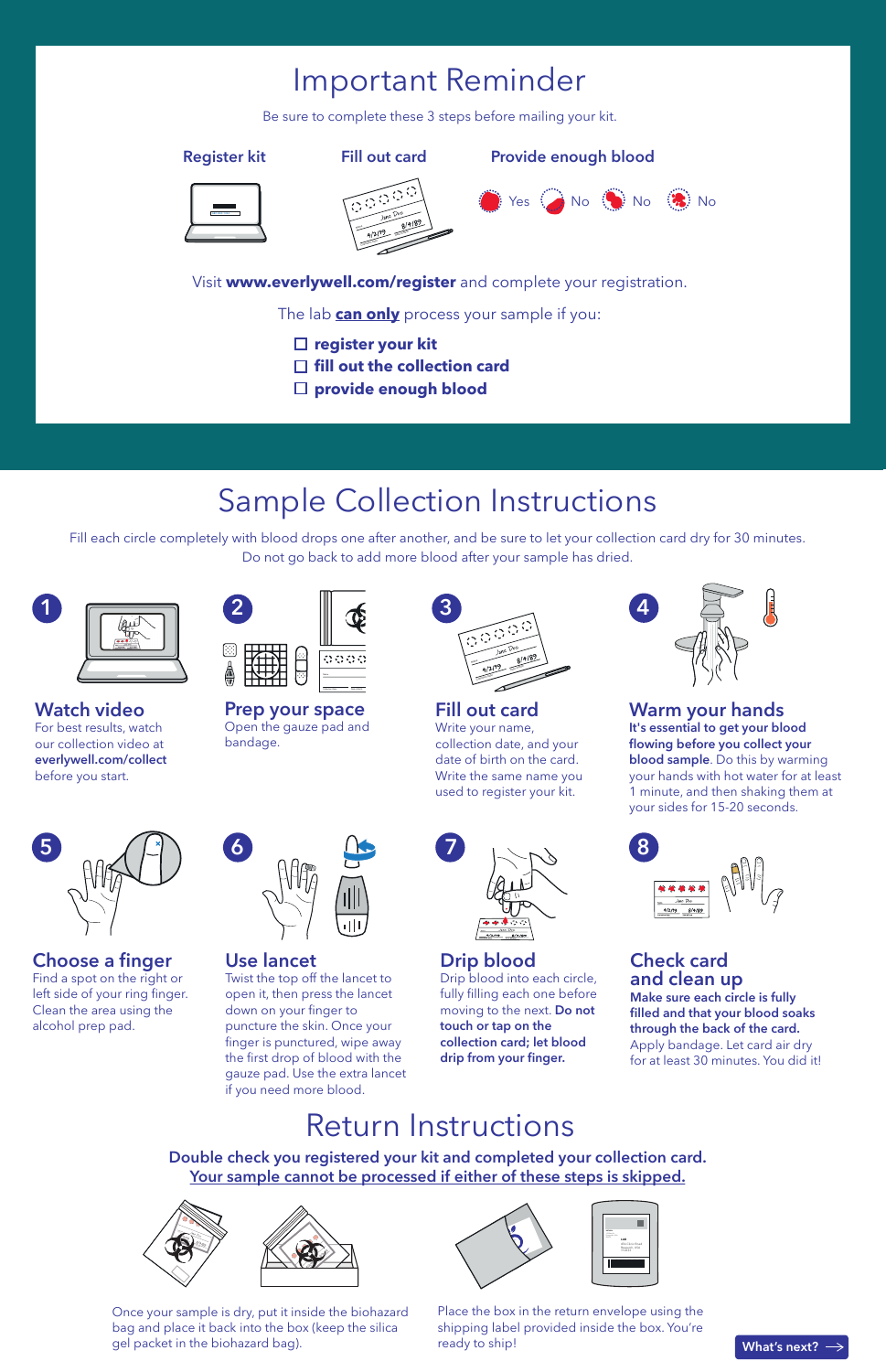# Important Reminder

Be sure to complete these 3 steps before mailing your kit.

**Register kit** | **Fill out card** | **Provide enough blood**

Yes | No | No | No

Visit **www.everlywell.com/register** and complete your registration.

The lab **can only** process your sample if you:

- ☐ **register your kit**
- ☐ **fill out the collection card**
- ☐ **provide enough blood**

# Sample Collection Instructions

Fill each circle completely with blood drops one after another, and be sure to let your collection card dry for 30 minutes. Do not go back to add more blood after your sample has dried.

## 1 Watch video

For best results, watch our collection video at **everlywell.com/collect** before you start.

## 2 Prep your space

Open the gauze pad and bandage.

## 3 Fill out card

Write your name, collection date, and your date of birth on the card. Write the same name you used to register your kit.

## 4 Warm your hands

**It's essential to get your blood flowing before you collect your blood sample**. Do this by warming your hands with hot water for at least 1 minute, and then shaking them at your sides for 15-20 seconds.

## 5 Choose a finger

Find a spot on the right or left side of your ring finger. Clean the area using the alcohol prep pad.

## 6 Use lancet

Twist the top off the lancet to open it, then press the lancet down on your finger to puncture the skin. Once your finger is punctured, wipe away the first drop of blood with the gauze pad. Use the extra lancet if you need more blood.

## 7 Drip blood

Drip blood into each circle, fully filling each one before moving to the next. **Do not touch or tap on the collection card; let blood drip from your finger.**

## 8 Check card and clean up

**Make sure each circle is fully filled and that your blood soaks through the back of the card.** Apply bandage. Let card air dry for at least 30 minutes. You did it!

# Return Instructions

**Double check you registered your kit and completed your collection card.**
**Your sample cannot be processed if either of these steps is skipped.**

Once your sample is dry, put it inside the biohazard bag and place it back into the box (keep the silica gel packet in the biohazard bag).

Place the box in the return envelope using the shipping label provided inside the box. You're ready to ship!

What's next? →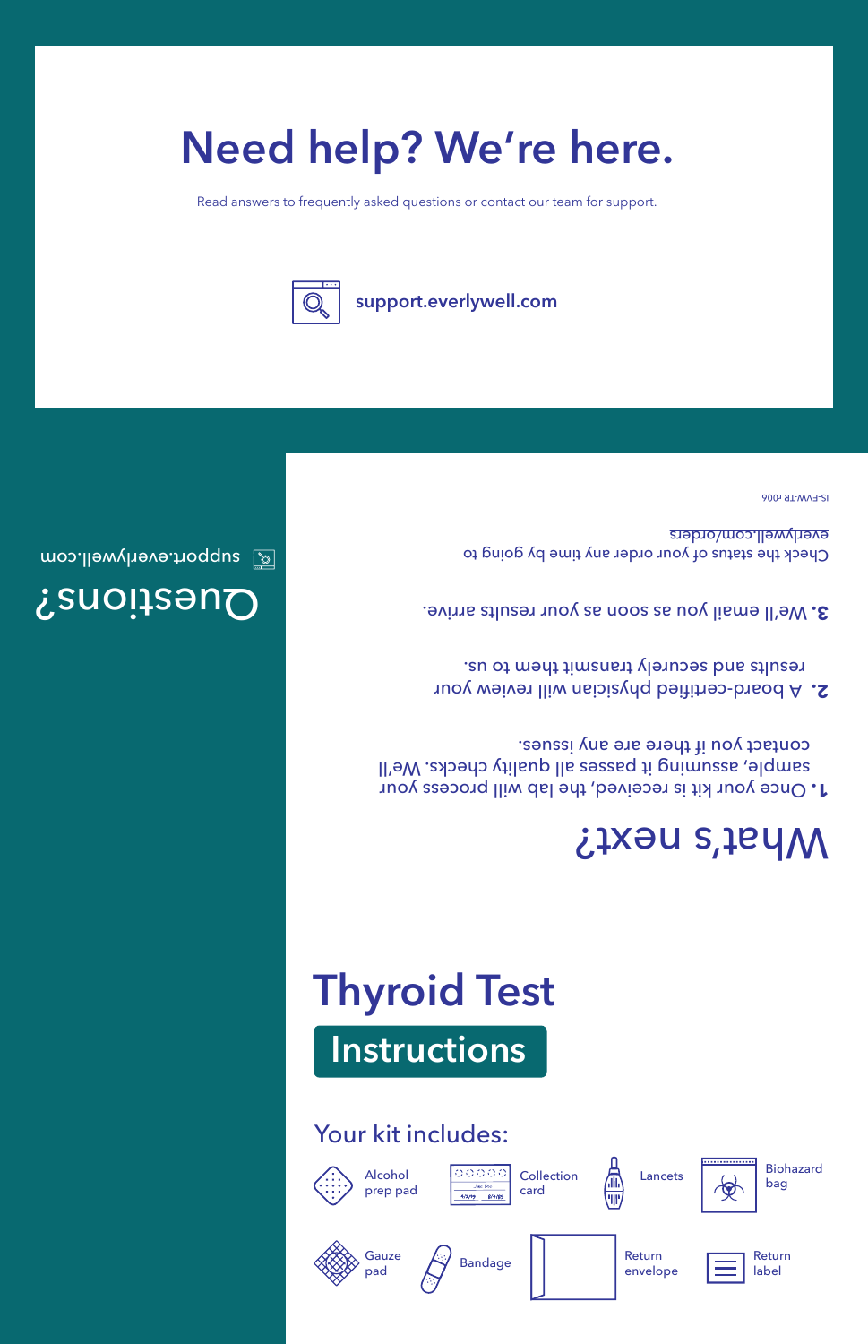# Need help? We're here.

Read answers to frequently asked questions or contact our team for support.

support.everlywell.com

# Questions?

support.everlywell.com

## What's next?

**1.** Once your kit is received, the lab will process your sample, assuming it passed all quality checks. We'll contact you if there are any issues.

**2.** A board-certified physician will review your results and securely transmit them to us.

**3.** We'll email you as soon as your results arrive.

Check the status of your order any time by going to everlywell.com/orders

IS-EWV-TR-r006

# Thyroid Test

## Instructions

### Your kit includes:

- Alcohol prep pad
- Collection card
- Lancets
- Biohazard bag
- Gauze pad
- Bandage
- Return envelope
- Return label